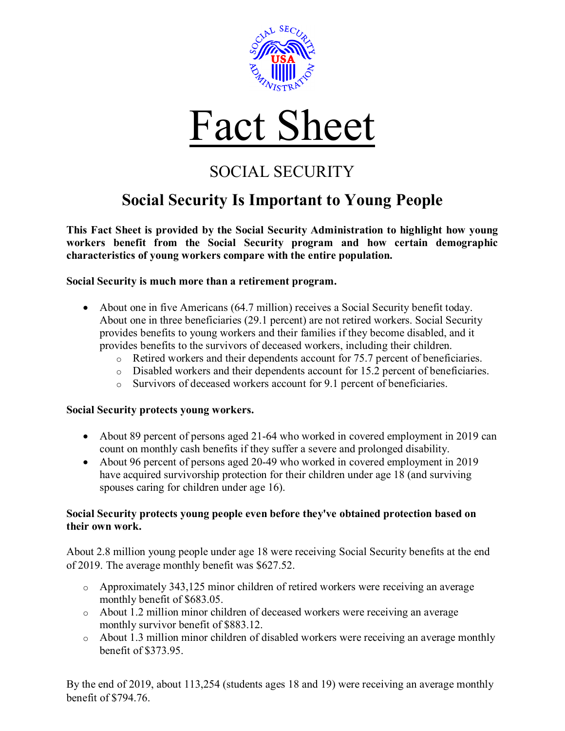# Fact Sheet

## SOCIAL SECURITY

## Social Security Is Important to Young People

**This Fact Sheet is provided by the Social Security Administration to highlight how young workers benefit from the Social Security program and how certain demographic characteristics of young workers compare with the entire population.**

**Social Security is much more than a retirement program.**

- About one in five Americans (64.7 million) receives a Social Security benefit today. About one in three beneficiaries (29.1 percent) are not retired workers. Social Security provides benefits to young workers and their families if they become disabled, and it provides benefits to the survivors of deceased workers, including their children.
  - Retired workers and their dependents account for 75.7 percent of beneficiaries.
  - Disabled workers and their dependents account for 15.2 percent of beneficiaries.
  - Survivors of deceased workers account for 9.1 percent of beneficiaries.

**Social Security protects young workers.**

- About 89 percent of persons aged 21-64 who worked in covered employment in 2019 can count on monthly cash benefits if they suffer a severe and prolonged disability.
- About 96 percent of persons aged 20-49 who worked in covered employment in 2019 have acquired survivorship protection for their children under age 18 (and surviving spouses caring for children under age 16).

**Social Security protects young people even before they've obtained protection based on their own work.**

About 2.8 million young people under age 18 were receiving Social Security benefits at the end of 2019. The average monthly benefit was $627.52.

- Approximately 343,125 minor children of retired workers were receiving an average monthly benefit of $683.05.
- About 1.2 million minor children of deceased workers were receiving an average monthly survivor benefit of $883.12.
- About 1.3 million minor children of disabled workers were receiving an average monthly benefit of $373.95.

By the end of 2019, about 113,254 (students ages 18 and 19) were receiving an average monthly benefit of $794.76.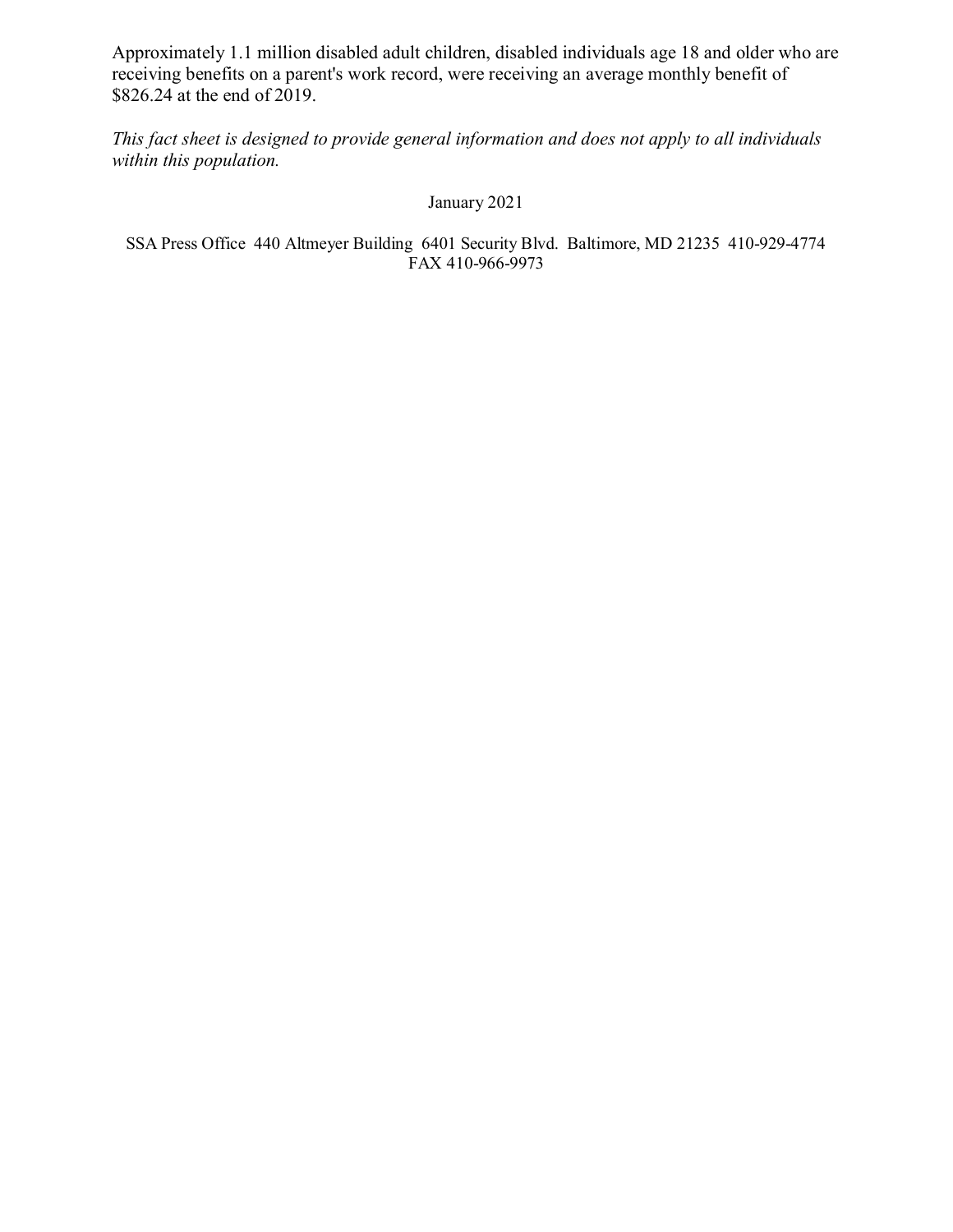Approximately 1.1 million disabled adult children, disabled individuals age 18 and older who are receiving benefits on a parent's work record, were receiving an average monthly benefit of $826.24 at the end of 2019.

*This fact sheet is designed to provide general information and does not apply to all individuals within this population.*

January 2021

SSA Press Office 440 Altmeyer Building 6401 Security Blvd. Baltimore, MD 21235 410-929-4774 FAX 410-966-9973